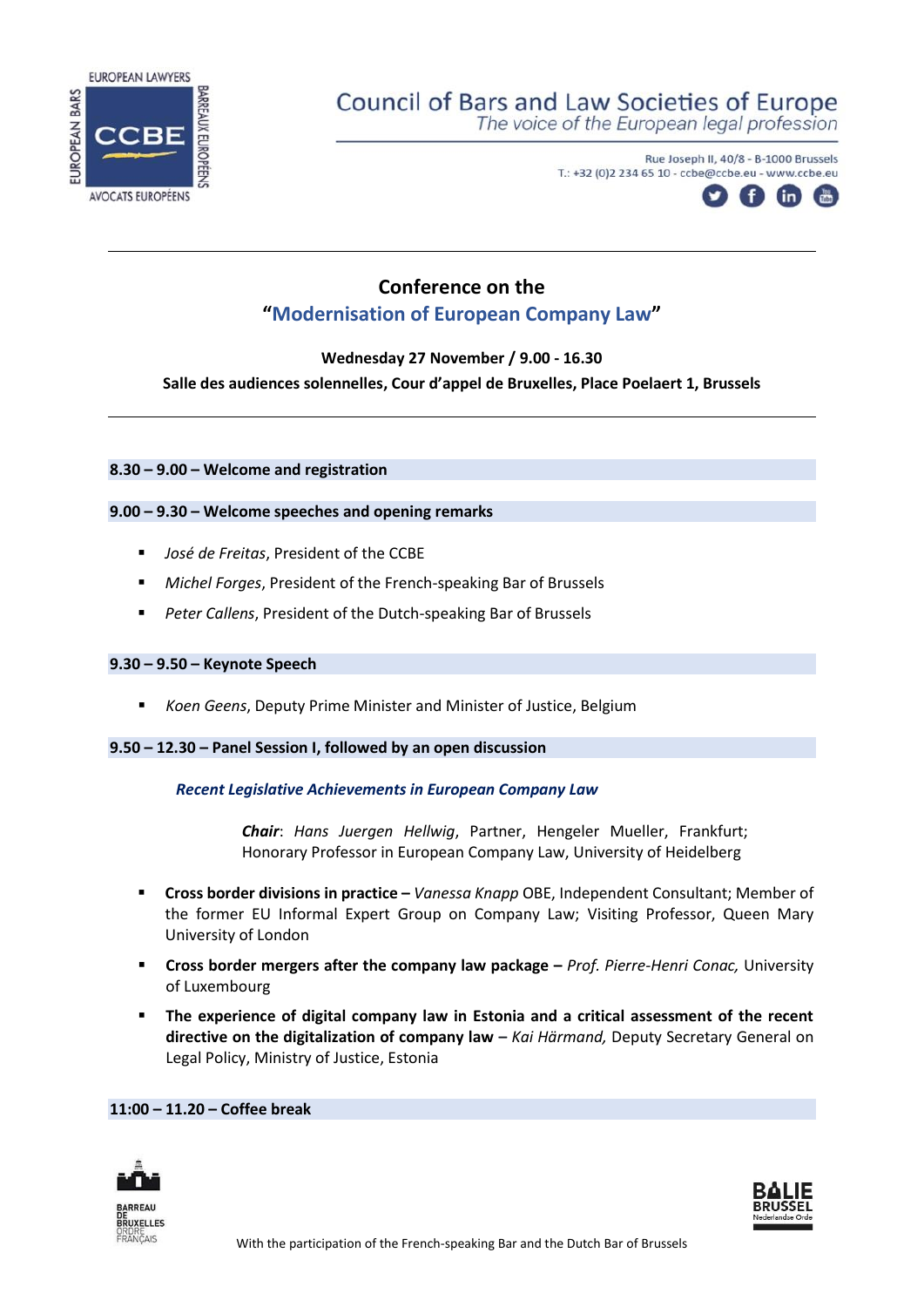EUROPEAN LAWYERS
CCBE
AVOCATS EUROPÉENS
EUROPEAN BARS
BARREAUX EUROPÉENS

Council of Bars and Law Societies of Europe
*The voice of the European legal profession*

Rue Joseph II, 40/8 - B-1000 Brussels
T.: +32 (0)2 234 65 10 - ccbe@ccbe.eu - www.ccbe.eu

---

# Conference on the "Modernisation of European Company Law"

**Wednesday 27 November / 9.00 - 16.30**

**Salle des audiences solennelles, Cour d'appel de Bruxelles, Place Poelaert 1, Brussels**

---

**8.30 – 9.00 – Welcome and registration**

**9.00 – 9.30 – Welcome speeches and opening remarks**

- *José de Freitas*, President of the CCBE
- *Michel Forges*, President of the French-speaking Bar of Brussels
- *Peter Callens*, President of the Dutch-speaking Bar of Brussels

**9.30 – 9.50 – Keynote Speech**

- *Koen Geens*, Deputy Prime Minister and Minister of Justice, Belgium

**9.50 – 12.30 – Panel Session I, followed by an open discussion**

***Recent Legislative Achievements in European Company Law***

***Chair***: *Hans Juergen Hellwig*, Partner, Hengeler Mueller, Frankfurt; Honorary Professor in European Company Law, University of Heidelberg

- **Cross border divisions in practice –** *Vanessa Knapp* OBE, Independent Consultant; Member of the former EU Informal Expert Group on Company Law; Visiting Professor, Queen Mary University of London
- **Cross border mergers after the company law package –** *Prof. Pierre-Henri Conac,* University of Luxembourg
- **The experience of digital company law in Estonia and a critical assessment of the recent directive on the digitalization of company law** – *Kai Härmand,* Deputy Secretary General on Legal Policy, Ministry of Justice, Estonia

**11:00 – 11.20 – Coffee break**

BARREAU DE BRUXELLES ORDRE FRANÇAIS

BALIE BRUSSEL Nederlandse Orde

With the participation of the French-speaking Bar and the Dutch Bar of Brussels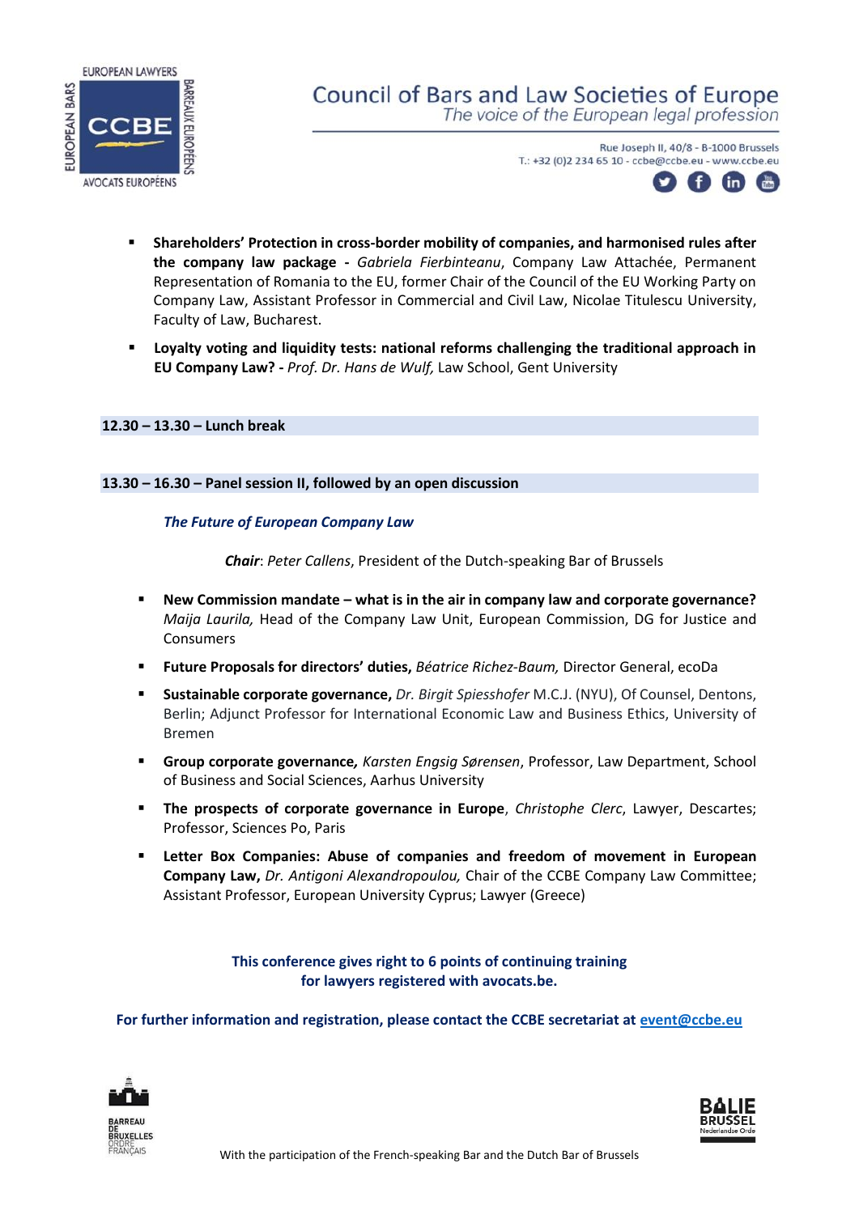- **Shareholders' Protection in cross-border mobility of companies, and harmonised rules after the company law package -** *Gabriela Fierbinteanu*, Company Law Attachée, Permanent Representation of Romania to the EU, former Chair of the Council of the EU Working Party on Company Law, Assistant Professor in Commercial and Civil Law, Nicolae Titulescu University, Faculty of Law, Bucharest.
- **Loyalty voting and liquidity tests: national reforms challenging the traditional approach in EU Company Law? -** *Prof. Dr. Hans de Wulf,* Law School, Gent University

**12.30 – 13.30 – Lunch break**

**13.30 – 16.30 – Panel session II, followed by an open discussion**

***The Future of European Company Law***

***Chair***: *Peter Callens*, President of the Dutch-speaking Bar of Brussels

- **New Commission mandate – what is in the air in company law and corporate governance?** *Maija Laurila,* Head of the Company Law Unit, European Commission, DG for Justice and Consumers
- **Future Proposals for directors' duties,** *Béatrice Richez-Baum,* Director General, ecoDa
- **Sustainable corporate governance,** *Dr. Birgit Spiesshofer* M.C.J. (NYU), Of Counsel, Dentons, Berlin; Adjunct Professor for International Economic Law and Business Ethics, University of Bremen
- **Group corporate governance***,* *Karsten Engsig Sørensen*, Professor, Law Department, School of Business and Social Sciences, Aarhus University
- **The prospects of corporate governance in Europe**, *Christophe Clerc*, Lawyer, Descartes; Professor, Sciences Po, Paris
- **Letter Box Companies: Abuse of companies and freedom of movement in European Company Law,** *Dr. Antigoni Alexandropoulou,* Chair of the CCBE Company Law Committee; Assistant Professor, European University Cyprus; Lawyer (Greece)

**This conference gives right to 6 points of continuing training for lawyers registered with avocats.be.**

**For further information and registration, please contact the CCBE secretariat at event@ccbe.eu**

With the participation of the French-speaking Bar and the Dutch Bar of Brussels